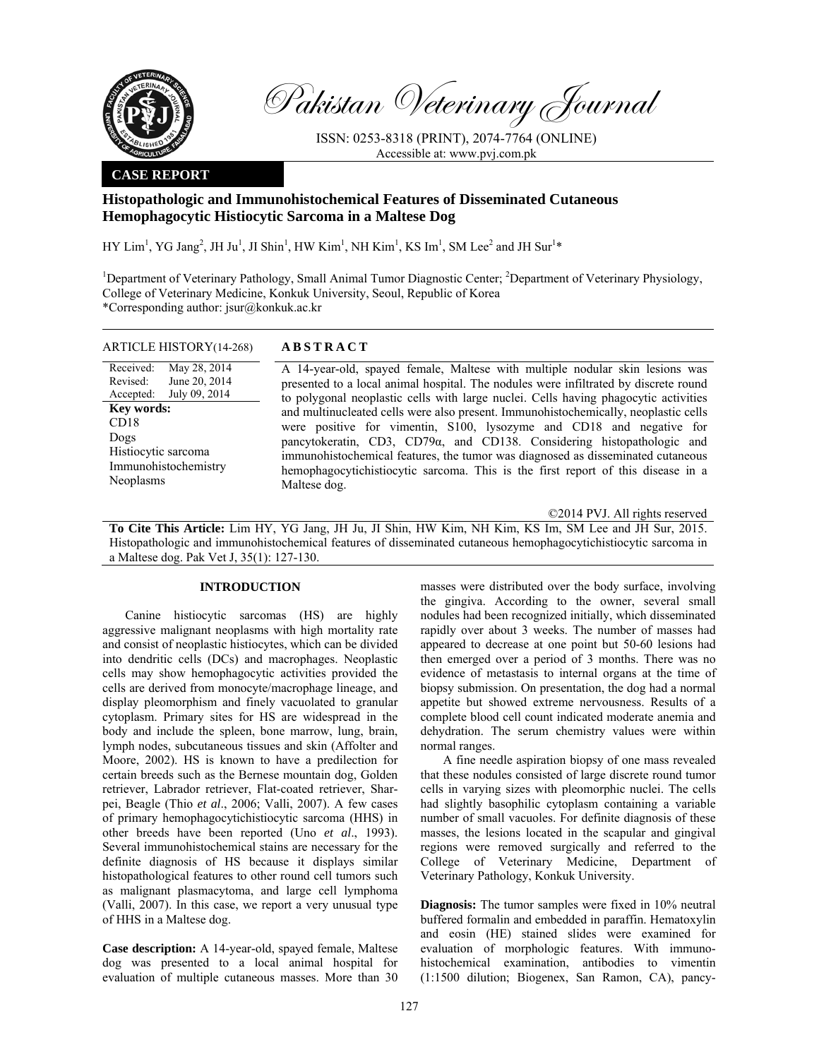# Pakistan Veterinary Journal

ISSN: 0253-8318 (PRINT), 2074-7764 (ONLINE)
Accessible at: www.pvj.com.pk

**CASE REPORT**

## Histopathologic and Immunohistochemical Features of Disseminated Cutaneous Hemophagocytic Histiocytic Sarcoma in a Maltese Dog

HY Lim[1], YG Jang[2], JH Ju[1], JI Shin[1], HW Kim[1], NH Kim[1], KS Im[1], SM Lee[2] and JH Sur[1]*

[1]Department of Veterinary Pathology, Small Animal Tumor Diagnostic Center; [2]Department of Veterinary Physiology, College of Veterinary Medicine, Konkuk University, Seoul, Republic of Korea
*Corresponding author: jsur@konkuk.ac.kr

**ARTICLE HISTORY** (14-268)

Received: May 28, 2014
Revised: June 20, 2014
Accepted: July 09, 2014

**Key words:**
CD18
Dogs
Histiocytic sarcoma
Immunohistochemistry
Neoplasms

**ABSTRACT**

A 14-year-old, spayed female, Maltese with multiple nodular skin lesions was presented to a local animal hospital. The nodules were infiltrated by discrete round to polygonal neoplastic cells with large nuclei. Cells having phagocytic activities and multinucleated cells were also present. Immunohistochemically, neoplastic cells were positive for vimentin, S100, lysozyme and CD18 and negative for pancytokeratin, CD3, CD79α, and CD138. Considering histopathologic and immunohistochemical features, the tumor was diagnosed as disseminated cutaneous hemophagocytichistiocytic sarcoma. This is the first report of this disease in a Maltese dog.

©2014 PVJ. All rights reserved

**To Cite This Article:** Lim HY, YG Jang, JH Ju, JI Shin, HW Kim, NH Kim, KS Im, SM Lee and JH Sur, 2015. Histopathologic and immunohistochemical features of disseminated cutaneous hemophagocytichistiocytic sarcoma in a Maltese dog. Pak Vet J, 35(1): 127-130.

## INTRODUCTION

Canine histiocytic sarcomas (HS) are highly aggressive malignant neoplasms with high mortality rate and consist of neoplastic histiocytes, which can be divided into dendritic cells (DCs) and macrophages. Neoplastic cells may show hemophagocytic activities provided the cells are derived from monocyte/macrophage lineage, and display pleomorphism and finely vacuolated to granular cytoplasm. Primary sites for HS are widespread in the body and include the spleen, bone marrow, lung, brain, lymph nodes, subcutaneous tissues and skin (Affolter and Moore, 2002). HS is known to have a predilection for certain breeds such as the Bernese mountain dog, Golden retriever, Labrador retriever, Flat-coated retriever, Shar-pei, Beagle (Thio *et al*., 2006; Valli, 2007). A few cases of primary hemophagocytichistiocytic sarcoma (HHS) in other breeds have been reported (Uno *et al*., 1993). Several immunohistochemical stains are necessary for the definite diagnosis of HS because it displays similar histopathological features to other round cell tumors such as malignant plasmacytoma, and large cell lymphoma (Valli, 2007). In this case, we report a very unusual type of HHS in a Maltese dog.

**Case description:** A 14-year-old, spayed female, Maltese dog was presented to a local animal hospital for evaluation of multiple cutaneous masses. More than 30 masses were distributed over the body surface, involving the gingiva. According to the owner, several small nodules had been recognized initially, which disseminated rapidly over about 3 weeks. The number of masses had appeared to decrease at one point but 50-60 lesions had then emerged over a period of 3 months. There was no evidence of metastasis to internal organs at the time of biopsy submission. On presentation, the dog had a normal appetite but showed extreme nervousness. Results of a complete blood cell count indicated moderate anemia and dehydration. The serum chemistry values were within normal ranges.

A fine needle aspiration biopsy of one mass revealed that these nodules consisted of large discrete round tumor cells in varying sizes with pleomorphic nuclei. The cells had slightly basophilic cytoplasm containing a variable number of small vacuoles. For definite diagnosis of these masses, the lesions located in the scapular and gingival regions were removed surgically and referred to the College of Veterinary Medicine, Department of Veterinary Pathology, Konkuk University.

**Diagnosis:** The tumor samples were fixed in 10% neutral buffered formalin and embedded in paraffin. Hematoxylin and eosin (HE) stained slides were examined for evaluation of morphologic features. With immuno-histochemical examination, antibodies to vimentin (1:1500 dilution; Biogenex, San Ramon, CA), pancy-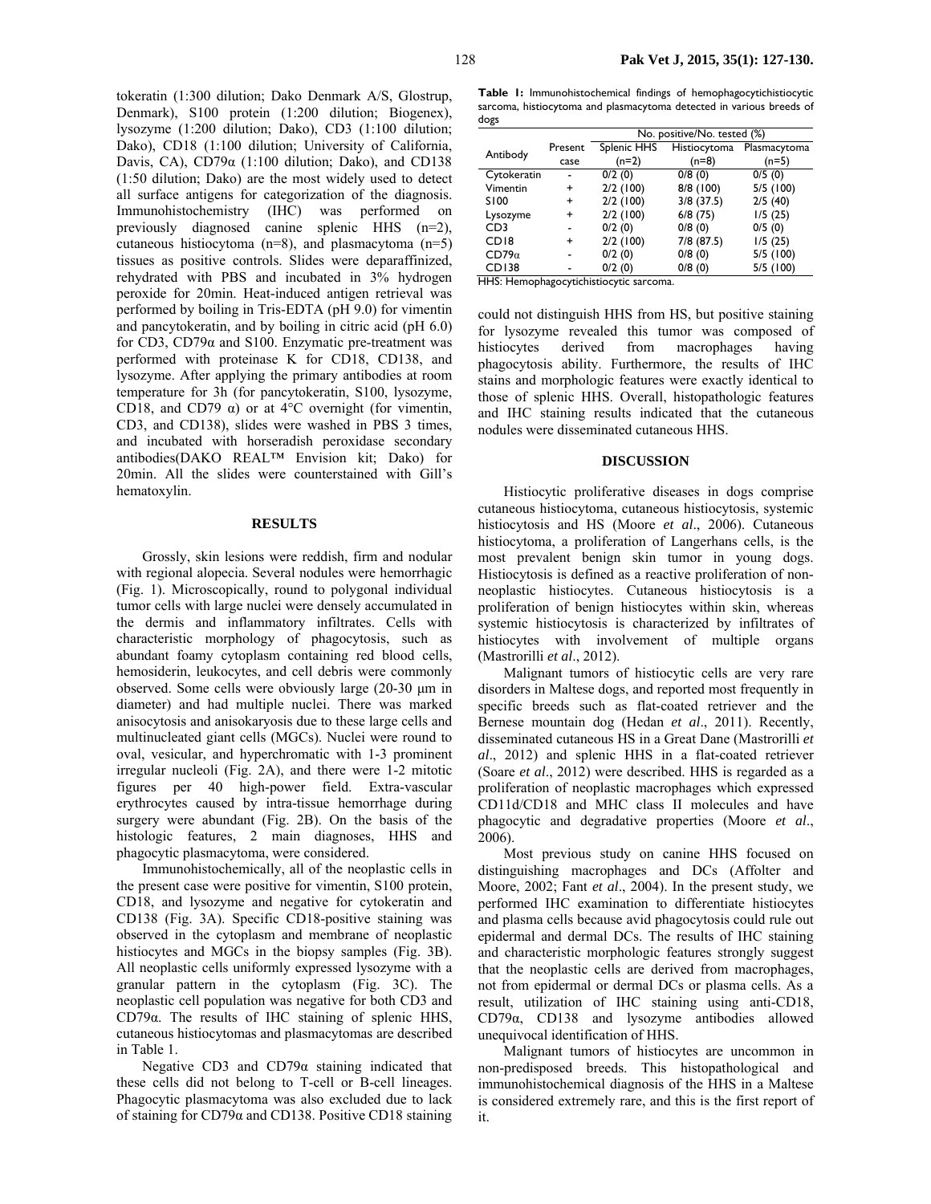tokeratin (1:300 dilution; Dako Denmark A/S, Glostrup, Denmark), S100 protein (1:200 dilution; Biogenex), lysozyme (1:200 dilution; Dako), CD3 (1:100 dilution; Dako), CD18 (1:100 dilution; University of California, Davis, CA), CD79α (1:100 dilution; Dako), and CD138 (1:50 dilution; Dako) are the most widely used to detect all surface antigens for categorization of the diagnosis. Immunohistochemistry (IHC) was performed on previously diagnosed canine splenic HHS (n=2), cutaneous histiocytoma (n=8), and plasmacytoma (n=5) tissues as positive controls. Slides were deparaffinized, rehydrated with PBS and incubated in 3% hydrogen peroxide for 20min. Heat-induced antigen retrieval was performed by boiling in Tris-EDTA (pH 9.0) for vimentin and pancytokeratin, and by boiling in citric acid (pH 6.0) for CD3, CD79α and S100. Enzymatic pre-treatment was performed with proteinase K for CD18, CD138, and lysozyme. After applying the primary antibodies at room temperature for 3h (for pancytokeratin, S100, lysozyme, CD18, and CD79 α) or at 4°C overnight (for vimentin, CD3, and CD138), slides were washed in PBS 3 times, and incubated with horseradish peroxidase secondary antibodies(DAKO REAL™ Envision kit; Dako) for 20min. All the slides were counterstained with Gill's hematoxylin.

## RESULTS

Grossly, skin lesions were reddish, firm and nodular with regional alopecia. Several nodules were hemorrhagic (Fig. 1). Microscopically, round to polygonal individual tumor cells with large nuclei were densely accumulated in the dermis and inflammatory infiltrates. Cells with characteristic morphology of phagocytosis, such as abundant foamy cytoplasm containing red blood cells, hemosiderin, leukocytes, and cell debris were commonly observed. Some cells were obviously large (20-30 μm in diameter) and had multiple nuclei. There was marked anisocytosis and anisokaryosis due to these large cells and multinucleated giant cells (MGCs). Nuclei were round to oval, vesicular, and hyperchromatic with 1-3 prominent irregular nucleoli (Fig. 2A), and there were 1-2 mitotic figures per 40 high-power field. Extra-vascular erythrocytes caused by intra-tissue hemorrhage during surgery were abundant (Fig. 2B). On the basis of the histologic features, 2 main diagnoses, HHS and phagocytic plasmacytoma, were considered.

Immunohistochemically, all of the neoplastic cells in the present case were positive for vimentin, S100 protein, CD18, and lysozyme and negative for cytokeratin and CD138 (Fig. 3A). Specific CD18-positive staining was observed in the cytoplasm and membrane of neoplastic histiocytes and MGCs in the biopsy samples (Fig. 3B). All neoplastic cells uniformly expressed lysozyme with a granular pattern in the cytoplasm (Fig. 3C). The neoplastic cell population was negative for both CD3 and CD79α. The results of IHC staining of splenic HHS, cutaneous histiocytomas and plasmacytomas are described in Table 1.

Negative CD3 and CD79α staining indicated that these cells did not belong to T-cell or B-cell lineages. Phagocytic plasmacytoma was also excluded due to lack of staining for CD79α and CD138. Positive CD18 staining could not distinguish HHS from HS, but positive staining for lysozyme revealed this tumor was composed of histiocytes derived from macrophages having phagocytosis ability. Furthermore, the results of IHC stains and morphologic features were exactly identical to those of splenic HHS. Overall, histopathologic features and IHC staining results indicated that the cutaneous nodules were disseminated cutaneous HHS.

**Table 1:** Immunohistochemical findings of hemophagocytichistiocytic sarcoma, histiocytoma and plasmacytoma detected in various breeds of dogs

| Antibody | Present case | No. positive/No. tested (%) | | |
|---|---|---|---|---|
| | | Splenic HHS (n=2) | Histiocytoma (n=8) | Plasmacytoma (n=5) |
| Cytokeratin | - | 0/2 (0) | 0/8 (0) | 0/5 (0) |
| Vimentin | + | 2/2 (100) | 8/8 (100) | 5/5 (100) |
| S100 | + | 2/2 (100) | 3/8 (37.5) | 2/5 (40) |
| Lysozyme | + | 2/2 (100) | 6/8 (75) | 1/5 (25) |
| CD3 | - | 0/2 (0) | 0/8 (0) | 0/5 (0) |
| CD18 | + | 2/2 (100) | 7/8 (87.5) | 1/5 (25) |
| CD79α | - | 0/2 (0) | 0/8 (0) | 5/5 (100) |
| CD138 | - | 0/2 (0) | 0/8 (0) | 5/5 (100) |

HHS: Hemophagocytichistiocytic sarcoma.

## DISCUSSION

Histiocytic proliferative diseases in dogs comprise cutaneous histiocytoma, cutaneous histiocytosis, systemic histiocytosis and HS (Moore *et al*., 2006). Cutaneous histiocytoma, a proliferation of Langerhans cells, is the most prevalent benign skin tumor in young dogs. Histiocytosis is defined as a reactive proliferation of non-neoplastic histiocytes. Cutaneous histiocytosis is a proliferation of benign histiocytes within skin, whereas systemic histiocytosis is characterized by infiltrates of histiocytes with involvement of multiple organs (Mastrorilli *et al*., 2012).

Malignant tumors of histiocytic cells are very rare disorders in Maltese dogs, and reported most frequently in specific breeds such as flat-coated retriever and the Bernese mountain dog (Hedan *et al*., 2011). Recently, disseminated cutaneous HS in a Great Dane (Mastrorilli *et al*., 2012) and splenic HHS in a flat-coated retriever (Soare *et al*., 2012) were described. HHS is regarded as a proliferation of neoplastic macrophages which expressed CD11d/CD18 and MHC class II molecules and have phagocytic and degradative properties (Moore *et al*., 2006).

Most previous study on canine HHS focused on distinguishing macrophages and DCs (Affolter and Moore, 2002; Fant *et al*., 2004). In the present study, we performed IHC examination to differentiate histiocytes and plasma cells because avid phagocytosis could rule out epidermal and dermal DCs. The results of IHC staining and characteristic morphologic features strongly suggest that the neoplastic cells are derived from macrophages, not from epidermal or dermal DCs or plasma cells. As a result, utilization of IHC staining using anti-CD18, CD79α, CD138 and lysozyme antibodies allowed unequivocal identification of HHS.

Malignant tumors of histiocytes are uncommon in non-predisposed breeds. This histopathological and immunohistochemical diagnosis of the HHS in a Maltese is considered extremely rare, and this is the first report of it.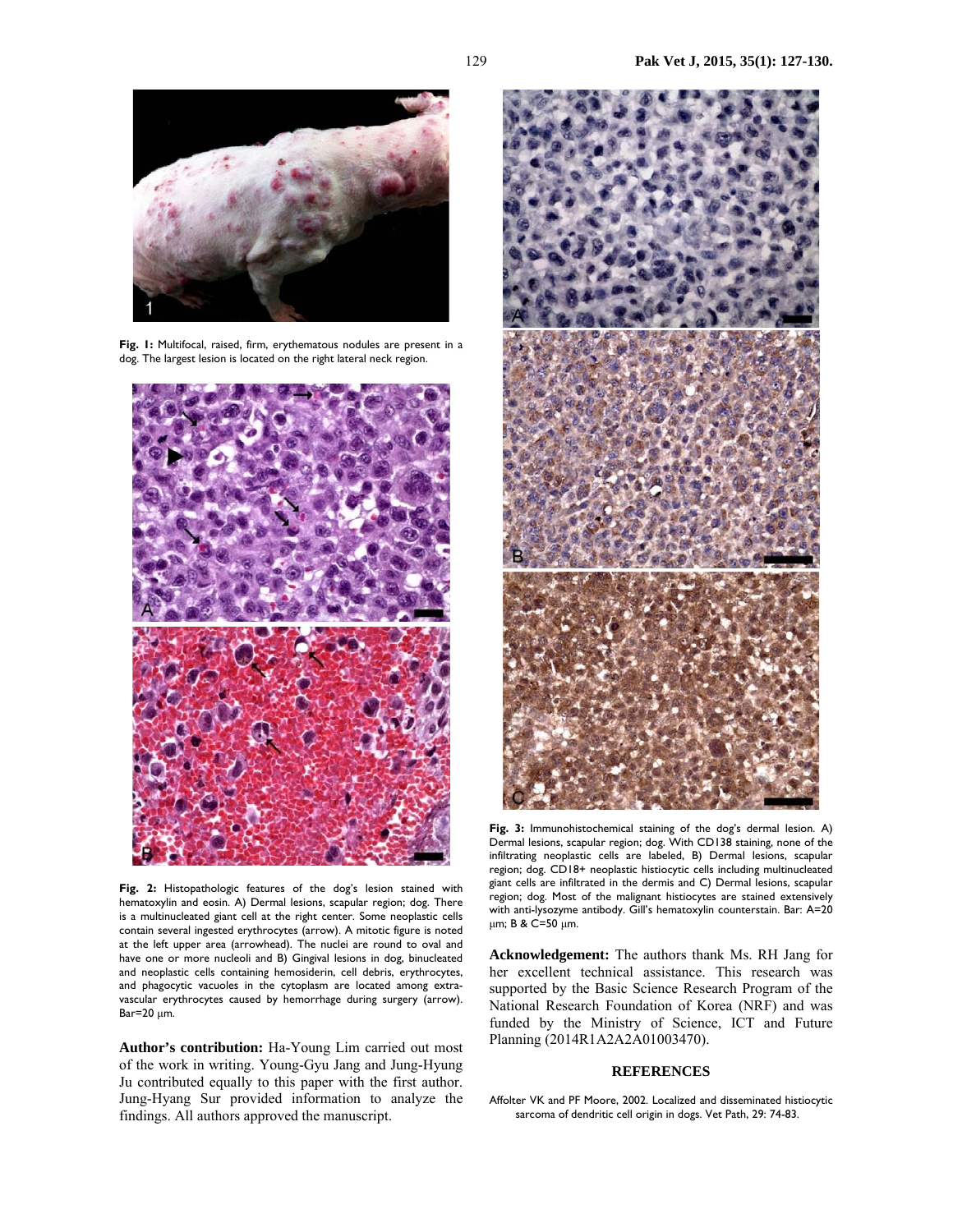**Fig. 1:** Multifocal, raised, firm, erythematous nodules are present in a dog. The largest lesion is located on the right lateral neck region.

**Fig. 2:** Histopathologic features of the dog's lesion stained with hematoxylin and eosin. A) Dermal lesions, scapular region; dog. There is a multinucleated giant cell at the right center. Some neoplastic cells contain several ingested erythrocytes (arrow). A mitotic figure is noted at the left upper area (arrowhead). The nuclei are round to oval and have one or more nucleoli and B) Gingival lesions in dog, binucleated and neoplastic cells containing hemosiderin, cell debris, erythrocytes, and phagocytic vacuoles in the cytoplasm are located among extra-vascular erythrocytes caused by hemorrhage during surgery (arrow). Bar=20 μm.

**Author's contribution:** Ha-Young Lim carried out most of the work in writing. Young-Gyu Jang and Jung-Hyung Ju contributed equally to this paper with the first author. Jung-Hyang Sur provided information to analyze the findings. All authors approved the manuscript.

**Fig. 3:** Immunohistochemical staining of the dog's dermal lesion. A) Dermal lesions, scapular region; dog. With CD138 staining, none of the infiltrating neoplastic cells are labeled, B) Dermal lesions, scapular region; dog. CD18+ neoplastic histiocytic cells including multinucleated giant cells are infiltrated in the dermis and C) Dermal lesions, scapular region; dog. Most of the malignant histiocytes are stained extensively with anti-lysozyme antibody. Gill's hematoxylin counterstain. Bar: A=20 μm; B & C=50 μm.

**Acknowledgement:** The authors thank Ms. RH Jang for her excellent technical assistance. This research was supported by the Basic Science Research Program of the National Research Foundation of Korea (NRF) and was funded by the Ministry of Science, ICT and Future Planning (2014R1A2A2A01003470).

## REFERENCES

Affolter VK and PF Moore, 2002. Localized and disseminated histiocytic sarcoma of dendritic cell origin in dogs. Vet Path, 29: 74-83.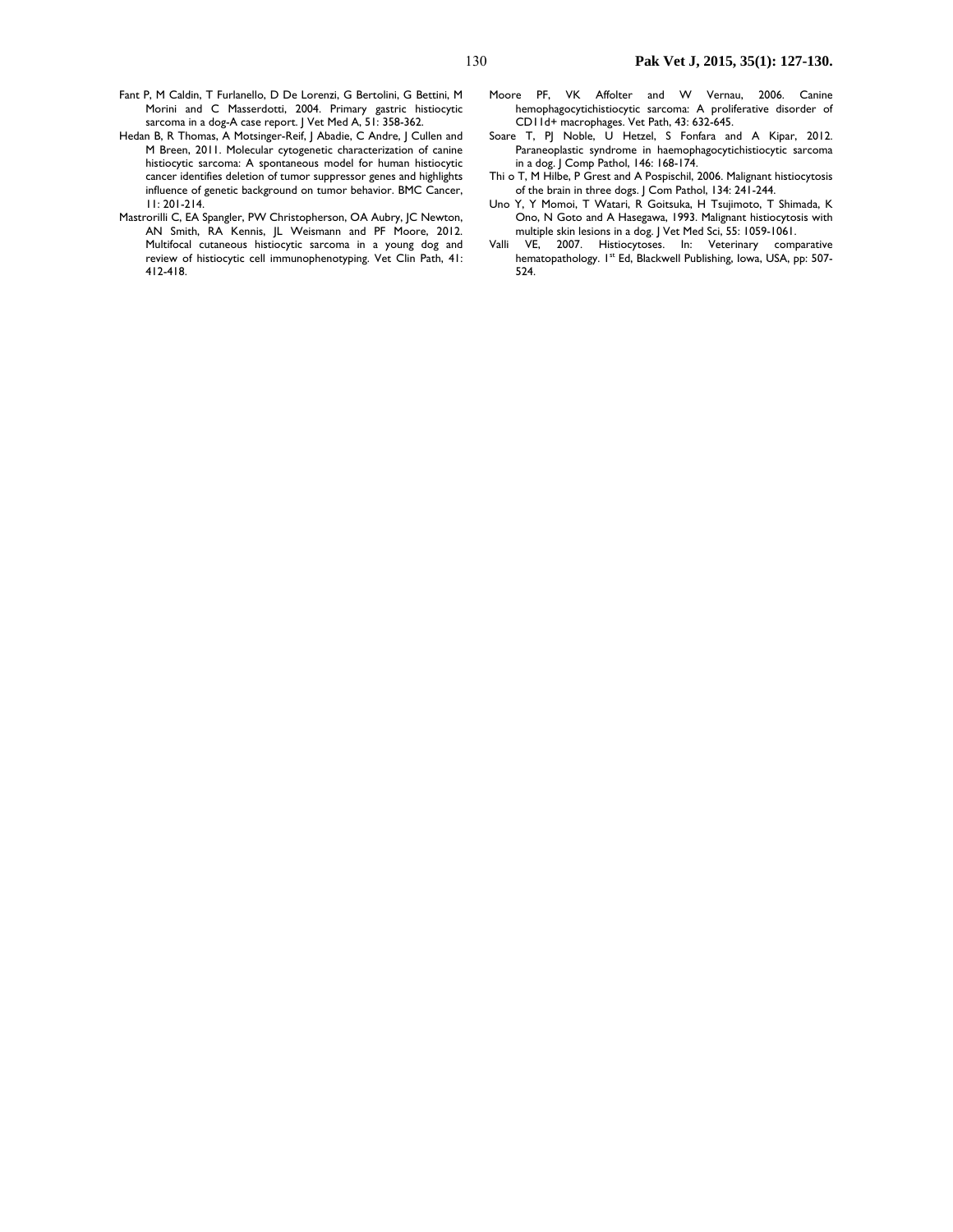Fant P, M Caldin, T Furlanello, D De Lorenzi, G Bertolini, G Bettini, M Morini and C Masserdotti, 2004. Primary gastric histiocytic sarcoma in a dog-A case report. J Vet Med A, 51: 358-362.

Hedan B, R Thomas, A Motsinger-Reif, J Abadie, C Andre, J Cullen and M Breen, 2011. Molecular cytogenetic characterization of canine histiocytic sarcoma: A spontaneous model for human histiocytic cancer identifies deletion of tumor suppressor genes and highlights influence of genetic background on tumor behavior. BMC Cancer, 11: 201-214.

Mastrorilli C, EA Spangler, PW Christopherson, OA Aubry, JC Newton, AN Smith, RA Kennis, JL Weismann and PF Moore, 2012. Multifocal cutaneous histiocytic sarcoma in a young dog and review of histiocytic cell immunophenotyping. Vet Clin Path, 41: 412-418.

Moore PF, VK Affolter and W Vernau, 2006. Canine hemophagocytichistiocytic sarcoma: A proliferative disorder of CD11d+ macrophages. Vet Path, 43: 632-645.

Soare T, PJ Noble, U Hetzel, S Fonfara and A Kipar, 2012. Paraneoplastic syndrome in haemophagocytichistiocytic sarcoma in a dog. J Comp Pathol, 146: 168-174.

Thi o T, M Hilbe, P Grest and A Pospischil, 2006. Malignant histiocytosis of the brain in three dogs. J Com Pathol, 134: 241-244.

Uno Y, Y Momoi, T Watari, R Goitsuka, H Tsujimoto, T Shimada, K Ono, N Goto and A Hasegawa, 1993. Malignant histiocytosis with multiple skin lesions in a dog. J Vet Med Sci, 55: 1059-1061.

Valli VE, 2007. Histiocytoses. In: Veterinary comparative hematopathology. 1st Ed, Blackwell Publishing, Iowa, USA, pp: 507-524.